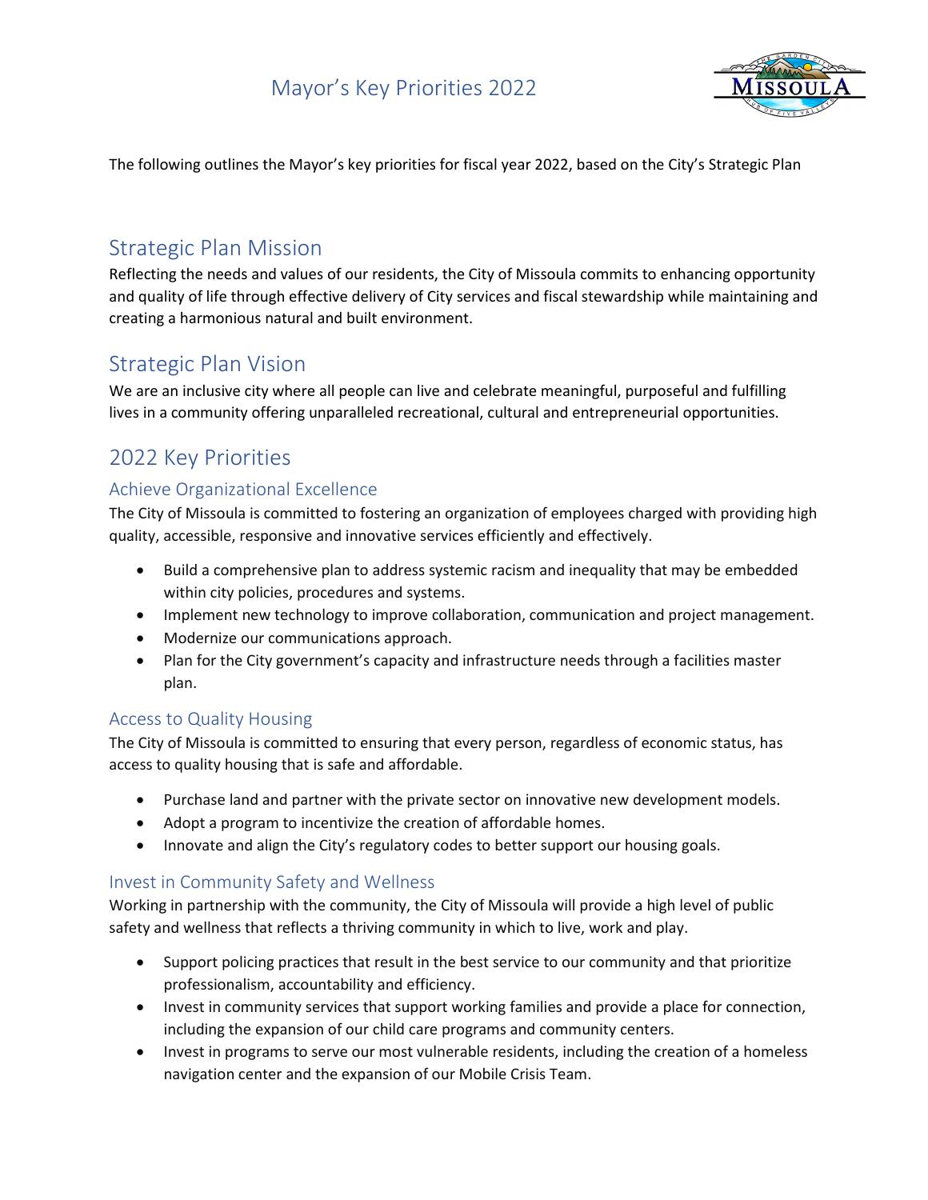# Mayor's Key Priorities 2022

The following outlines the Mayor's key priorities for fiscal year 2022, based on the City's Strategic Plan

## Strategic Plan Mission

Reflecting the needs and values of our residents, the City of Missoula commits to enhancing opportunity and quality of life through effective delivery of City services and fiscal stewardship while maintaining and creating a harmonious natural and built environment.

## Strategic Plan Vision

We are an inclusive city where all people can live and celebrate meaningful, purposeful and fulfilling lives in a community offering unparalleled recreational, cultural and entrepreneurial opportunities.

## 2022 Key Priorities

### Achieve Organizational Excellence

The City of Missoula is committed to fostering an organization of employees charged with providing high quality, accessible, responsive and innovative services efficiently and effectively.

- Build a comprehensive plan to address systemic racism and inequality that may be embedded within city policies, procedures and systems.
- Implement new technology to improve collaboration, communication and project management.
- Modernize our communications approach.
- Plan for the City government's capacity and infrastructure needs through a facilities master plan.

### Access to Quality Housing

The City of Missoula is committed to ensuring that every person, regardless of economic status, has access to quality housing that is safe and affordable.

- Purchase land and partner with the private sector on innovative new development models.
- Adopt a program to incentivize the creation of affordable homes.
- Innovate and align the City's regulatory codes to better support our housing goals.

### Invest in Community Safety and Wellness

Working in partnership with the community, the City of Missoula will provide a high level of public safety and wellness that reflects a thriving community in which to live, work and play.

- Support policing practices that result in the best service to our community and that prioritize professionalism, accountability and efficiency.
- Invest in community services that support working families and provide a place for connection, including the expansion of our child care programs and community centers.
- Invest in programs to serve our most vulnerable residents, including the creation of a homeless navigation center and the expansion of our Mobile Crisis Team.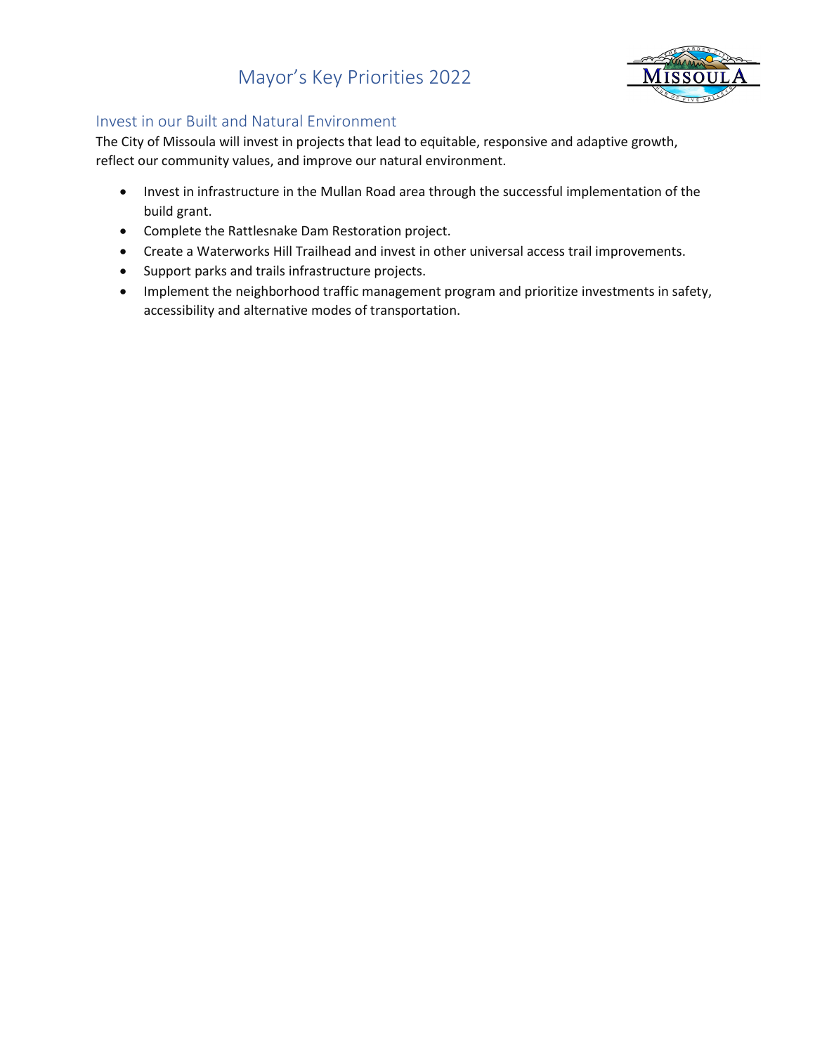# Mayor's Key Priorities 2022

## Invest in our Built and Natural Environment

The City of Missoula will invest in projects that lead to equitable, responsive and adaptive growth, reflect our community values, and improve our natural environment.

- Invest in infrastructure in the Mullan Road area through the successful implementation of the build grant.
- Complete the Rattlesnake Dam Restoration project.
- Create a Waterworks Hill Trailhead and invest in other universal access trail improvements.
- Support parks and trails infrastructure projects.
- Implement the neighborhood traffic management program and prioritize investments in safety, accessibility and alternative modes of transportation.